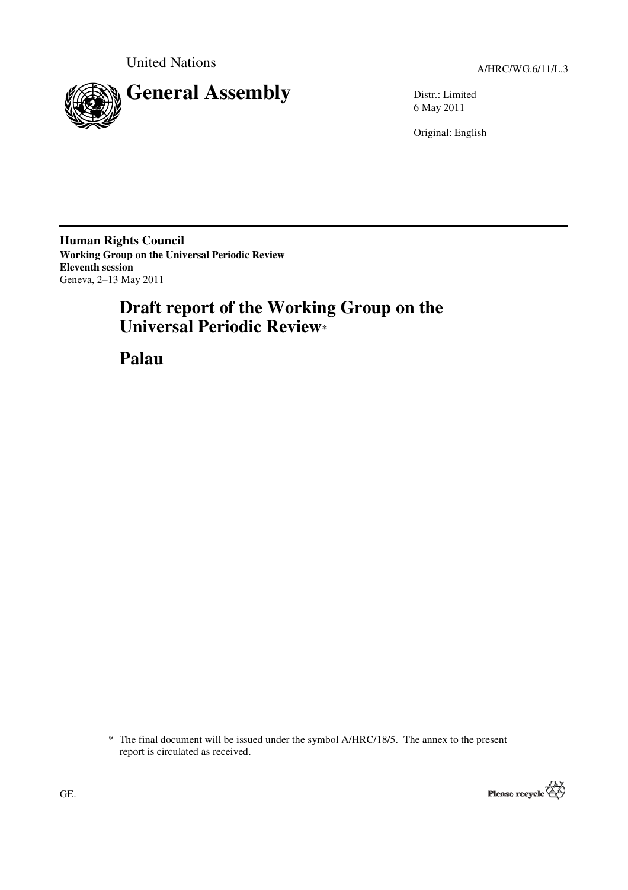United Nations

A/HRC/WG.6/11/L.3

# General Assembly

Distr.: Limited
6 May 2011

Original: English

**Human Rights Council**
**Working Group on the Universal Periodic Review**
**Eleventh session**
Geneva, 2–13 May 2011

## Draft report of the Working Group on the Universal Periodic Review*

## Palau

---

\* The final document will be issued under the symbol A/HRC/18/5. The annex to the present report is circulated as received.

GE.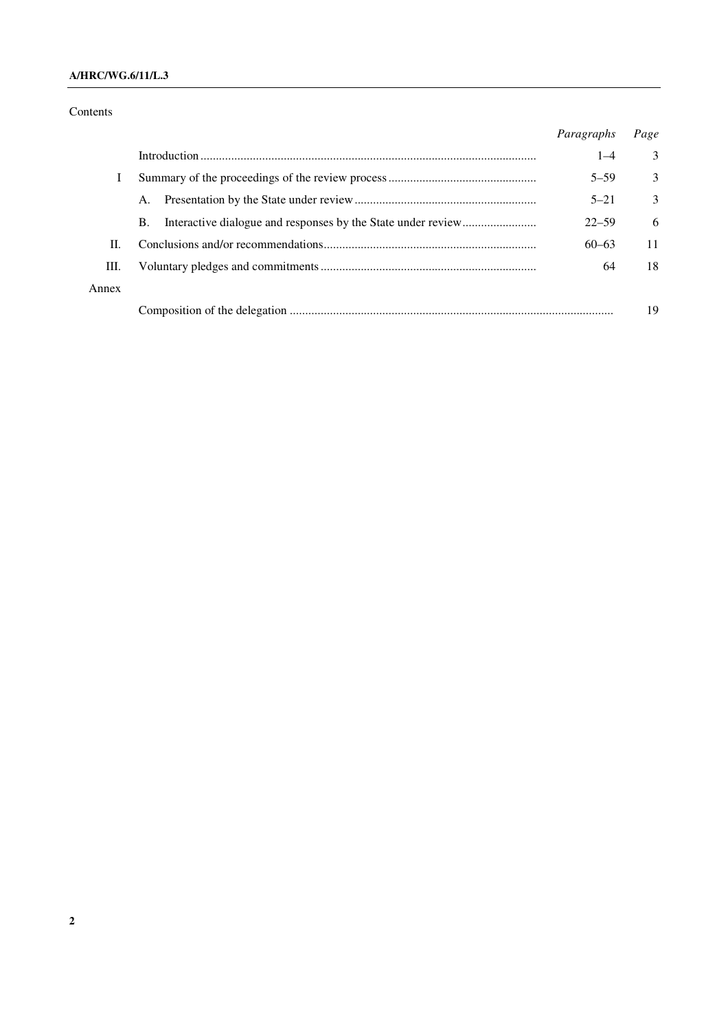Contents

| | | Paragraphs | Page |
|---|---|---|---|
| | Introduction | 1–4 | 3 |
| I | Summary of the proceedings of the review process | 5–59 | 3 |
| | A. Presentation by the State under review | 5–21 | 3 |
| | B. Interactive dialogue and responses by the State under review | 22–59 | 6 |
| II. | Conclusions and/or recommendations | 60–63 | 11 |
| III. | Voluntary pledges and commitments | 64 | 18 |
| Annex | | | |
| | Composition of the delegation | | 19 |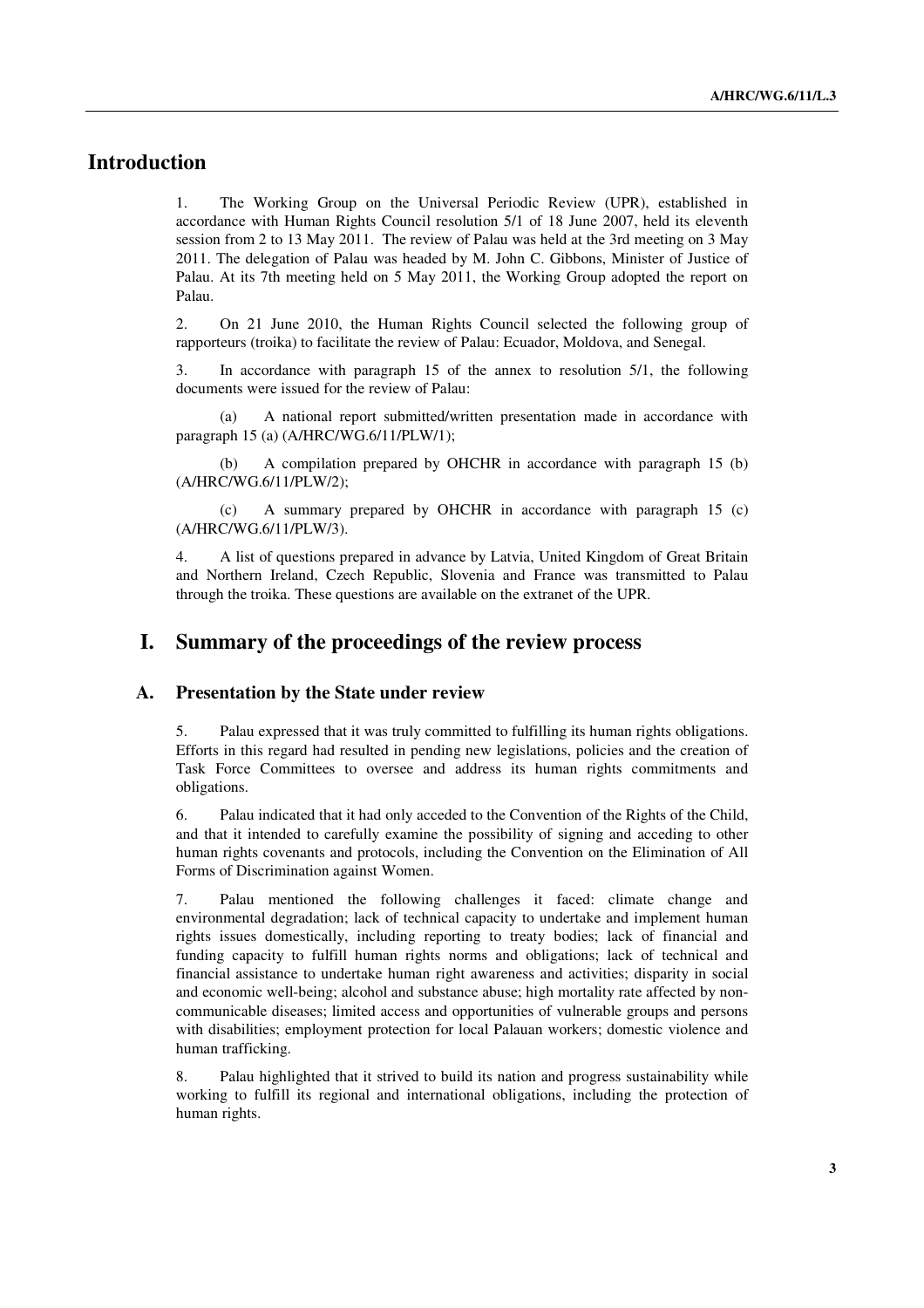## Introduction

1. The Working Group on the Universal Periodic Review (UPR), established in accordance with Human Rights Council resolution 5/1 of 18 June 2007, held its eleventh session from 2 to 13 May 2011. The review of Palau was held at the 3rd meeting on 3 May 2011. The delegation of Palau was headed by M. John C. Gibbons, Minister of Justice of Palau. At its 7th meeting held on 5 May 2011, the Working Group adopted the report on Palau.

2. On 21 June 2010, the Human Rights Council selected the following group of rapporteurs (troika) to facilitate the review of Palau: Ecuador, Moldova, and Senegal.

3. In accordance with paragraph 15 of the annex to resolution 5/1, the following documents were issued for the review of Palau:

(a) A national report submitted/written presentation made in accordance with paragraph 15 (a) (A/HRC/WG.6/11/PLW/1);

(b) A compilation prepared by OHCHR in accordance with paragraph 15 (b) (A/HRC/WG.6/11/PLW/2);

(c) A summary prepared by OHCHR in accordance with paragraph 15 (c) (A/HRC/WG.6/11/PLW/3).

4. A list of questions prepared in advance by Latvia, United Kingdom of Great Britain and Northern Ireland, Czech Republic, Slovenia and France was transmitted to Palau through the troika. These questions are available on the extranet of the UPR.

## I. Summary of the proceedings of the review process

### A. Presentation by the State under review

5. Palau expressed that it was truly committed to fulfilling its human rights obligations. Efforts in this regard had resulted in pending new legislations, policies and the creation of Task Force Committees to oversee and address its human rights commitments and obligations.

6. Palau indicated that it had only acceded to the Convention of the Rights of the Child, and that it intended to carefully examine the possibility of signing and acceding to other human rights covenants and protocols, including the Convention on the Elimination of All Forms of Discrimination against Women.

7. Palau mentioned the following challenges it faced: climate change and environmental degradation; lack of technical capacity to undertake and implement human rights issues domestically, including reporting to treaty bodies; lack of financial and funding capacity to fulfill human rights norms and obligations; lack of technical and financial assistance to undertake human right awareness and activities; disparity in social and economic well-being; alcohol and substance abuse; high mortality rate affected by non-communicable diseases; limited access and opportunities of vulnerable groups and persons with disabilities; employment protection for local Palauan workers; domestic violence and human trafficking.

8. Palau highlighted that it strived to build its nation and progress sustainability while working to fulfill its regional and international obligations, including the protection of human rights.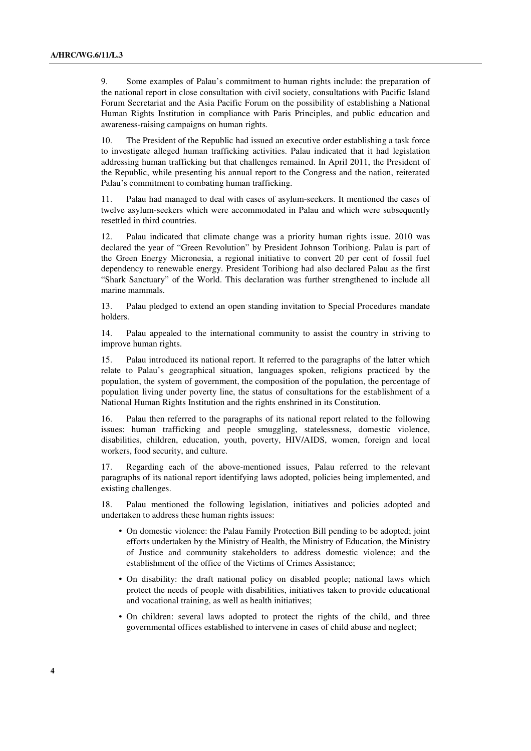9. Some examples of Palau's commitment to human rights include: the preparation of the national report in close consultation with civil society, consultations with Pacific Island Forum Secretariat and the Asia Pacific Forum on the possibility of establishing a National Human Rights Institution in compliance with Paris Principles, and public education and awareness-raising campaigns on human rights.

10. The President of the Republic had issued an executive order establishing a task force to investigate alleged human trafficking activities. Palau indicated that it had legislation addressing human trafficking but that challenges remained. In April 2011, the President of the Republic, while presenting his annual report to the Congress and the nation, reiterated Palau's commitment to combating human trafficking.

11. Palau had managed to deal with cases of asylum-seekers. It mentioned the cases of twelve asylum-seekers which were accommodated in Palau and which were subsequently resettled in third countries.

12. Palau indicated that climate change was a priority human rights issue. 2010 was declared the year of "Green Revolution" by President Johnson Toribiong. Palau is part of the Green Energy Micronesia, a regional initiative to convert 20 per cent of fossil fuel dependency to renewable energy. President Toribiong had also declared Palau as the first "Shark Sanctuary" of the World. This declaration was further strengthened to include all marine mammals.

13. Palau pledged to extend an open standing invitation to Special Procedures mandate holders.

14. Palau appealed to the international community to assist the country in striving to improve human rights.

15. Palau introduced its national report. It referred to the paragraphs of the latter which relate to Palau's geographical situation, languages spoken, religions practiced by the population, the system of government, the composition of the population, the percentage of population living under poverty line, the status of consultations for the establishment of a National Human Rights Institution and the rights enshrined in its Constitution.

16. Palau then referred to the paragraphs of its national report related to the following issues: human trafficking and people smuggling, statelessness, domestic violence, disabilities, children, education, youth, poverty, HIV/AIDS, women, foreign and local workers, food security, and culture.

17. Regarding each of the above-mentioned issues, Palau referred to the relevant paragraphs of its national report identifying laws adopted, policies being implemented, and existing challenges.

18. Palau mentioned the following legislation, initiatives and policies adopted and undertaken to address these human rights issues:

- On domestic violence: the Palau Family Protection Bill pending to be adopted; joint efforts undertaken by the Ministry of Health, the Ministry of Education, the Ministry of Justice and community stakeholders to address domestic violence; and the establishment of the office of the Victims of Crimes Assistance;
- On disability: the draft national policy on disabled people; national laws which protect the needs of people with disabilities, initiatives taken to provide educational and vocational training, as well as health initiatives;
- On children: several laws adopted to protect the rights of the child, and three governmental offices established to intervene in cases of child abuse and neglect;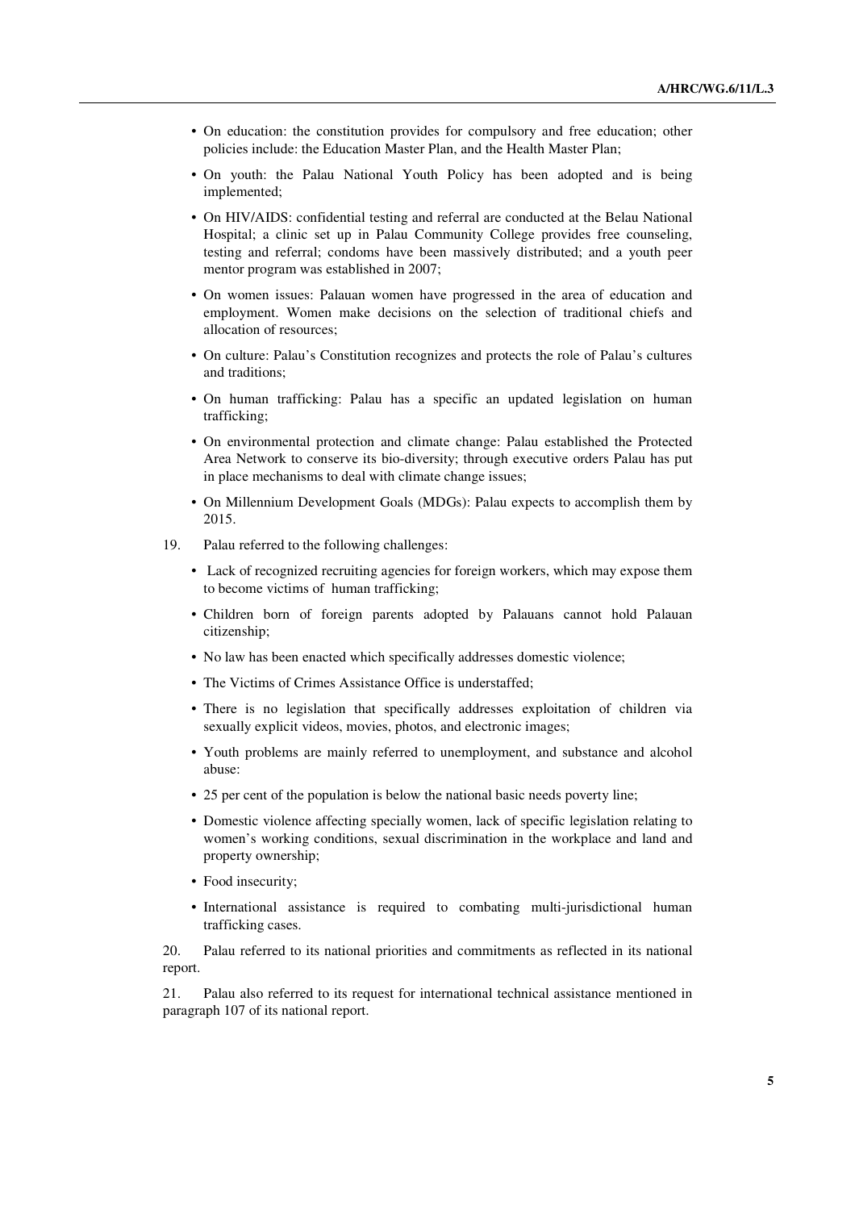- On education: the constitution provides for compulsory and free education; other policies include: the Education Master Plan, and the Health Master Plan;
- On youth: the Palau National Youth Policy has been adopted and is being implemented;
- On HIV/AIDS: confidential testing and referral are conducted at the Belau National Hospital; a clinic set up in Palau Community College provides free counseling, testing and referral; condoms have been massively distributed; and a youth peer mentor program was established in 2007;
- On women issues: Palauan women have progressed in the area of education and employment. Women make decisions on the selection of traditional chiefs and allocation of resources;
- On culture: Palau's Constitution recognizes and protects the role of Palau's cultures and traditions;
- On human trafficking: Palau has a specific an updated legislation on human trafficking;
- On environmental protection and climate change: Palau established the Protected Area Network to conserve its bio-diversity; through executive orders Palau has put in place mechanisms to deal with climate change issues;
- On Millennium Development Goals (MDGs): Palau expects to accomplish them by 2015.

19. Palau referred to the following challenges:

- Lack of recognized recruiting agencies for foreign workers, which may expose them to become victims of human trafficking;
- Children born of foreign parents adopted by Palauans cannot hold Palauan citizenship;
- No law has been enacted which specifically addresses domestic violence;
- The Victims of Crimes Assistance Office is understaffed;
- There is no legislation that specifically addresses exploitation of children via sexually explicit videos, movies, photos, and electronic images;
- Youth problems are mainly referred to unemployment, and substance and alcohol abuse:
- 25 per cent of the population is below the national basic needs poverty line;
- Domestic violence affecting specially women, lack of specific legislation relating to women's working conditions, sexual discrimination in the workplace and land and property ownership;
- Food insecurity;
- International assistance is required to combating multi-jurisdictional human trafficking cases.

20. Palau referred to its national priorities and commitments as reflected in its national report.

21. Palau also referred to its request for international technical assistance mentioned in paragraph 107 of its national report.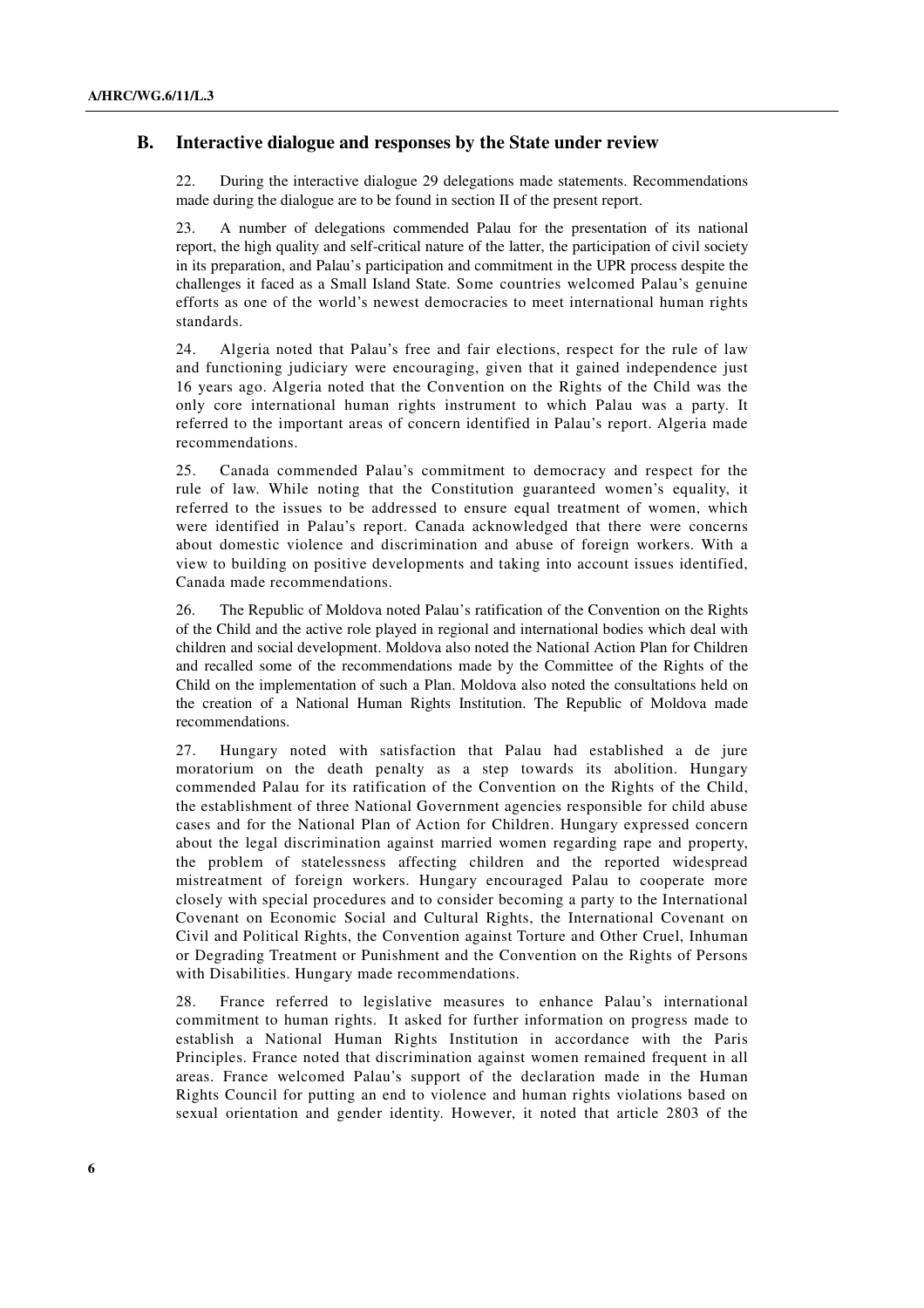## B. Interactive dialogue and responses by the State under review

22. During the interactive dialogue 29 delegations made statements. Recommendations made during the dialogue are to be found in section II of the present report.

23. A number of delegations commended Palau for the presentation of its national report, the high quality and self-critical nature of the latter, the participation of civil society in its preparation, and Palau's participation and commitment in the UPR process despite the challenges it faced as a Small Island State. Some countries welcomed Palau's genuine efforts as one of the world's newest democracies to meet international human rights standards.

24. Algeria noted that Palau's free and fair elections, respect for the rule of law and functioning judiciary were encouraging, given that it gained independence just 16 years ago. Algeria noted that the Convention on the Rights of the Child was the only core international human rights instrument to which Palau was a party. It referred to the important areas of concern identified in Palau's report. Algeria made recommendations.

25. Canada commended Palau's commitment to democracy and respect for the rule of law. While noting that the Constitution guaranteed women's equality, it referred to the issues to be addressed to ensure equal treatment of women, which were identified in Palau's report. Canada acknowledged that there were concerns about domestic violence and discrimination and abuse of foreign workers. With a view to building on positive developments and taking into account issues identified, Canada made recommendations.

26. The Republic of Moldova noted Palau's ratification of the Convention on the Rights of the Child and the active role played in regional and international bodies which deal with children and social development. Moldova also noted the National Action Plan for Children and recalled some of the recommendations made by the Committee of the Rights of the Child on the implementation of such a Plan. Moldova also noted the consultations held on the creation of a National Human Rights Institution. The Republic of Moldova made recommendations.

27. Hungary noted with satisfaction that Palau had established a de jure moratorium on the death penalty as a step towards its abolition. Hungary commended Palau for its ratification of the Convention on the Rights of the Child, the establishment of three National Government agencies responsible for child abuse cases and for the National Plan of Action for Children. Hungary expressed concern about the legal discrimination against married women regarding rape and property, the problem of statelessness affecting children and the reported widespread mistreatment of foreign workers. Hungary encouraged Palau to cooperate more closely with special procedures and to consider becoming a party to the International Covenant on Economic Social and Cultural Rights, the International Covenant on Civil and Political Rights, the Convention against Torture and Other Cruel, Inhuman or Degrading Treatment or Punishment and the Convention on the Rights of Persons with Disabilities. Hungary made recommendations.

28. France referred to legislative measures to enhance Palau's international commitment to human rights. It asked for further information on progress made to establish a National Human Rights Institution in accordance with the Paris Principles. France noted that discrimination against women remained frequent in all areas. France welcomed Palau's support of the declaration made in the Human Rights Council for putting an end to violence and human rights violations based on sexual orientation and gender identity. However, it noted that article 2803 of the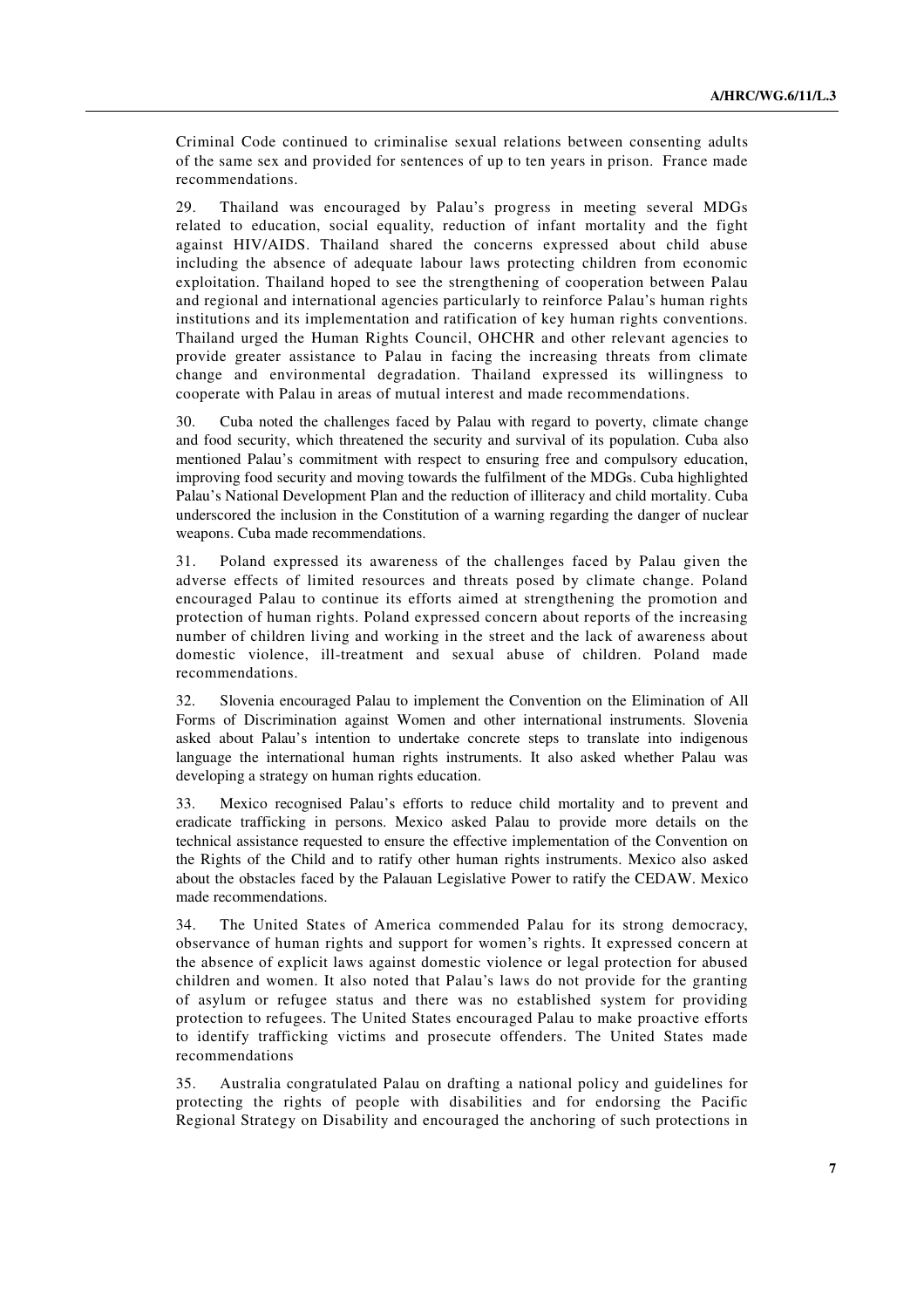Criminal Code continued to criminalise sexual relations between consenting adults of the same sex and provided for sentences of up to ten years in prison. France made recommendations.

29. Thailand was encouraged by Palau's progress in meeting several MDGs related to education, social equality, reduction of infant mortality and the fight against HIV/AIDS. Thailand shared the concerns expressed about child abuse including the absence of adequate labour laws protecting children from economic exploitation. Thailand hoped to see the strengthening of cooperation between Palau and regional and international agencies particularly to reinforce Palau's human rights institutions and its implementation and ratification of key human rights conventions. Thailand urged the Human Rights Council, OHCHR and other relevant agencies to provide greater assistance to Palau in facing the increasing threats from climate change and environmental degradation. Thailand expressed its willingness to cooperate with Palau in areas of mutual interest and made recommendations.

30. Cuba noted the challenges faced by Palau with regard to poverty, climate change and food security, which threatened the security and survival of its population. Cuba also mentioned Palau's commitment with respect to ensuring free and compulsory education, improving food security and moving towards the fulfilment of the MDGs. Cuba highlighted Palau's National Development Plan and the reduction of illiteracy and child mortality. Cuba underscored the inclusion in the Constitution of a warning regarding the danger of nuclear weapons. Cuba made recommendations.

31. Poland expressed its awareness of the challenges faced by Palau given the adverse effects of limited resources and threats posed by climate change. Poland encouraged Palau to continue its efforts aimed at strengthening the promotion and protection of human rights. Poland expressed concern about reports of the increasing number of children living and working in the street and the lack of awareness about domestic violence, ill-treatment and sexual abuse of children. Poland made recommendations.

32. Slovenia encouraged Palau to implement the Convention on the Elimination of All Forms of Discrimination against Women and other international instruments. Slovenia asked about Palau's intention to undertake concrete steps to translate into indigenous language the international human rights instruments. It also asked whether Palau was developing a strategy on human rights education.

33. Mexico recognised Palau's efforts to reduce child mortality and to prevent and eradicate trafficking in persons. Mexico asked Palau to provide more details on the technical assistance requested to ensure the effective implementation of the Convention on the Rights of the Child and to ratify other human rights instruments. Mexico also asked about the obstacles faced by the Palauan Legislative Power to ratify the CEDAW. Mexico made recommendations.

34. The United States of America commended Palau for its strong democracy, observance of human rights and support for women's rights. It expressed concern at the absence of explicit laws against domestic violence or legal protection for abused children and women. It also noted that Palau's laws do not provide for the granting of asylum or refugee status and there was no established system for providing protection to refugees. The United States encouraged Palau to make proactive efforts to identify trafficking victims and prosecute offenders. The United States made recommendations

35. Australia congratulated Palau on drafting a national policy and guidelines for protecting the rights of people with disabilities and for endorsing the Pacific Regional Strategy on Disability and encouraged the anchoring of such protections in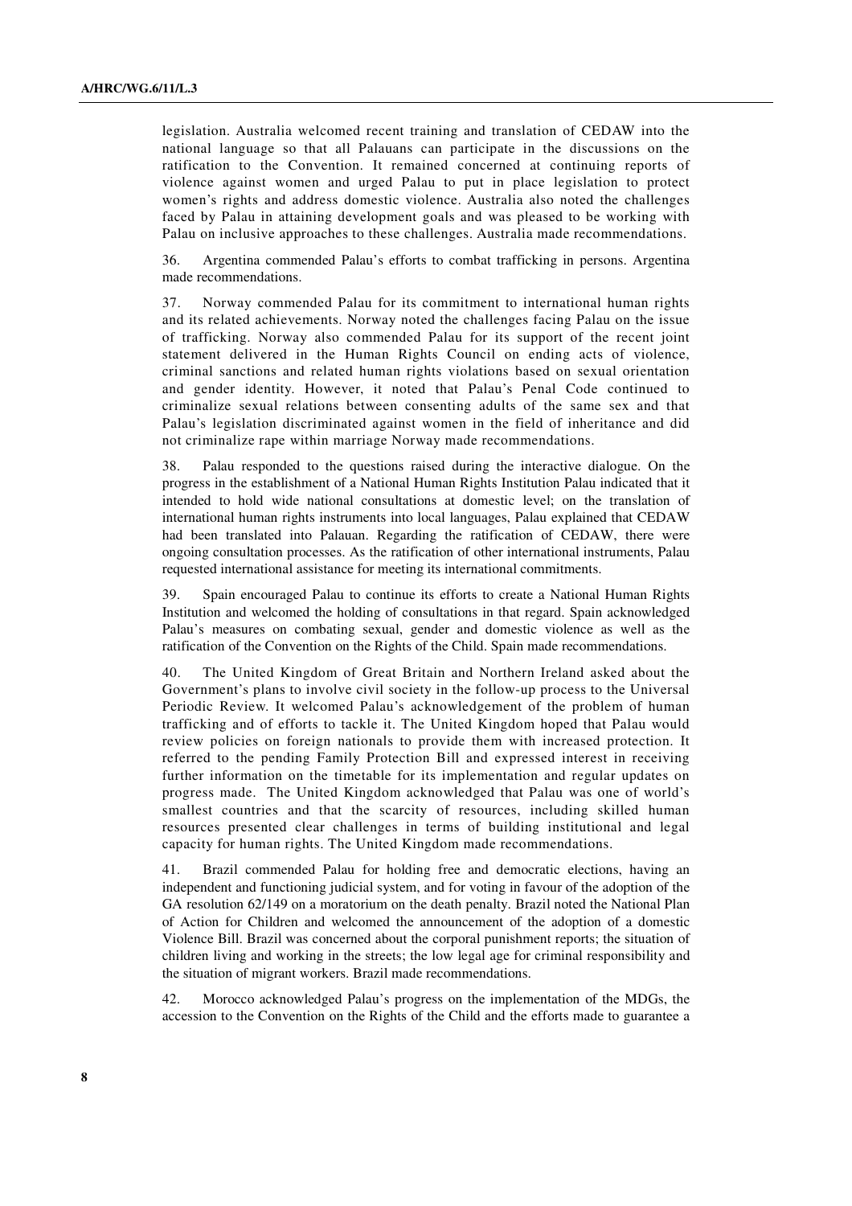legislation. Australia welcomed recent training and translation of CEDAW into the national language so that all Palauans can participate in the discussions on the ratification to the Convention. It remained concerned at continuing reports of violence against women and urged Palau to put in place legislation to protect women's rights and address domestic violence. Australia also noted the challenges faced by Palau in attaining development goals and was pleased to be working with Palau on inclusive approaches to these challenges. Australia made recommendations.

36. Argentina commended Palau's efforts to combat trafficking in persons. Argentina made recommendations.

37. Norway commended Palau for its commitment to international human rights and its related achievements. Norway noted the challenges facing Palau on the issue of trafficking. Norway also commended Palau for its support of the recent joint statement delivered in the Human Rights Council on ending acts of violence, criminal sanctions and related human rights violations based on sexual orientation and gender identity. However, it noted that Palau's Penal Code continued to criminalize sexual relations between consenting adults of the same sex and that Palau's legislation discriminated against women in the field of inheritance and did not criminalize rape within marriage Norway made recommendations.

38. Palau responded to the questions raised during the interactive dialogue. On the progress in the establishment of a National Human Rights Institution Palau indicated that it intended to hold wide national consultations at domestic level; on the translation of international human rights instruments into local languages, Palau explained that CEDAW had been translated into Palauan. Regarding the ratification of CEDAW, there were ongoing consultation processes. As the ratification of other international instruments, Palau requested international assistance for meeting its international commitments.

39. Spain encouraged Palau to continue its efforts to create a National Human Rights Institution and welcomed the holding of consultations in that regard. Spain acknowledged Palau's measures on combating sexual, gender and domestic violence as well as the ratification of the Convention on the Rights of the Child. Spain made recommendations.

40. The United Kingdom of Great Britain and Northern Ireland asked about the Government's plans to involve civil society in the follow-up process to the Universal Periodic Review. It welcomed Palau's acknowledgement of the problem of human trafficking and of efforts to tackle it. The United Kingdom hoped that Palau would review policies on foreign nationals to provide them with increased protection. It referred to the pending Family Protection Bill and expressed interest in receiving further information on the timetable for its implementation and regular updates on progress made. The United Kingdom acknowledged that Palau was one of world's smallest countries and that the scarcity of resources, including skilled human resources presented clear challenges in terms of building institutional and legal capacity for human rights. The United Kingdom made recommendations.

41. Brazil commended Palau for holding free and democratic elections, having an independent and functioning judicial system, and for voting in favour of the adoption of the GA resolution 62/149 on a moratorium on the death penalty. Brazil noted the National Plan of Action for Children and welcomed the announcement of the adoption of a domestic Violence Bill. Brazil was concerned about the corporal punishment reports; the situation of children living and working in the streets; the low legal age for criminal responsibility and the situation of migrant workers. Brazil made recommendations.

42. Morocco acknowledged Palau's progress on the implementation of the MDGs, the accession to the Convention on the Rights of the Child and the efforts made to guarantee a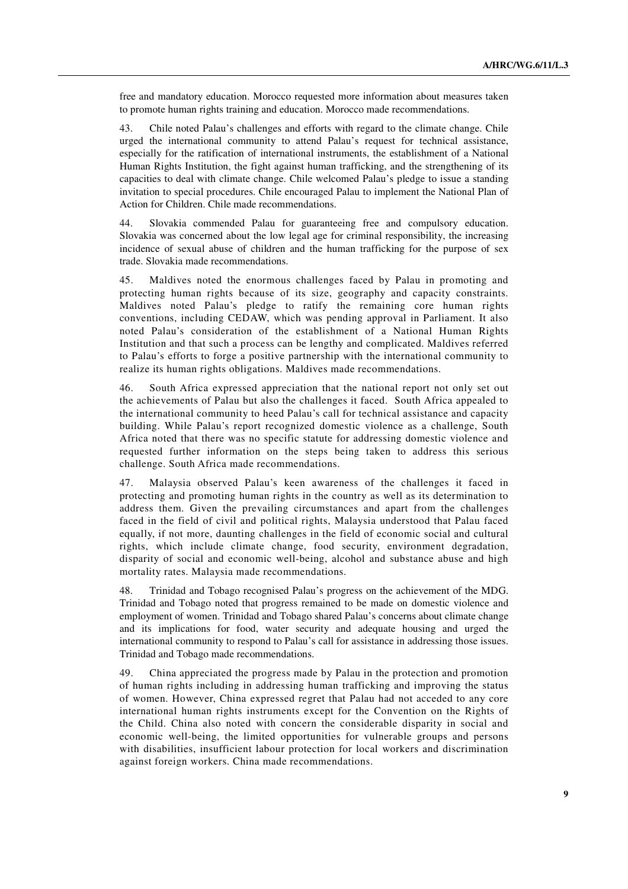free and mandatory education. Morocco requested more information about measures taken to promote human rights training and education. Morocco made recommendations.

43. Chile noted Palau's challenges and efforts with regard to the climate change. Chile urged the international community to attend Palau's request for technical assistance, especially for the ratification of international instruments, the establishment of a National Human Rights Institution, the fight against human trafficking, and the strengthening of its capacities to deal with climate change. Chile welcomed Palau's pledge to issue a standing invitation to special procedures. Chile encouraged Palau to implement the National Plan of Action for Children. Chile made recommendations.

44. Slovakia commended Palau for guaranteeing free and compulsory education. Slovakia was concerned about the low legal age for criminal responsibility, the increasing incidence of sexual abuse of children and the human trafficking for the purpose of sex trade. Slovakia made recommendations.

45. Maldives noted the enormous challenges faced by Palau in promoting and protecting human rights because of its size, geography and capacity constraints. Maldives noted Palau's pledge to ratify the remaining core human rights conventions, including CEDAW, which was pending approval in Parliament. It also noted Palau's consideration of the establishment of a National Human Rights Institution and that such a process can be lengthy and complicated. Maldives referred to Palau's efforts to forge a positive partnership with the international community to realize its human rights obligations. Maldives made recommendations.

46. South Africa expressed appreciation that the national report not only set out the achievements of Palau but also the challenges it faced. South Africa appealed to the international community to heed Palau's call for technical assistance and capacity building. While Palau's report recognized domestic violence as a challenge, South Africa noted that there was no specific statute for addressing domestic violence and requested further information on the steps being taken to address this serious challenge. South Africa made recommendations.

47. Malaysia observed Palau's keen awareness of the challenges it faced in protecting and promoting human rights in the country as well as its determination to address them. Given the prevailing circumstances and apart from the challenges faced in the field of civil and political rights, Malaysia understood that Palau faced equally, if not more, daunting challenges in the field of economic social and cultural rights, which include climate change, food security, environment degradation, disparity of social and economic well-being, alcohol and substance abuse and high mortality rates. Malaysia made recommendations.

48. Trinidad and Tobago recognised Palau's progress on the achievement of the MDG. Trinidad and Tobago noted that progress remained to be made on domestic violence and employment of women. Trinidad and Tobago shared Palau's concerns about climate change and its implications for food, water security and adequate housing and urged the international community to respond to Palau's call for assistance in addressing those issues. Trinidad and Tobago made recommendations.

49. China appreciated the progress made by Palau in the protection and promotion of human rights including in addressing human trafficking and improving the status of women. However, China expressed regret that Palau had not acceded to any core international human rights instruments except for the Convention on the Rights of the Child. China also noted with concern the considerable disparity in social and economic well-being, the limited opportunities for vulnerable groups and persons with disabilities, insufficient labour protection for local workers and discrimination against foreign workers. China made recommendations.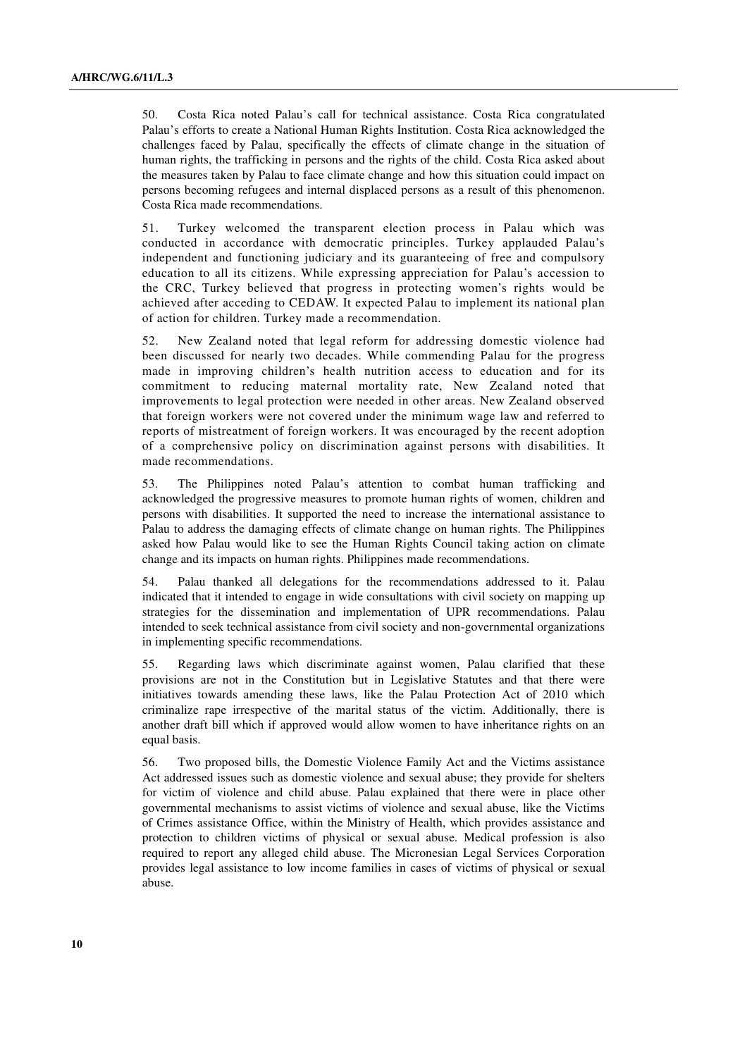50. Costa Rica noted Palau's call for technical assistance. Costa Rica congratulated Palau's efforts to create a National Human Rights Institution. Costa Rica acknowledged the challenges faced by Palau, specifically the effects of climate change in the situation of human rights, the trafficking in persons and the rights of the child. Costa Rica asked about the measures taken by Palau to face climate change and how this situation could impact on persons becoming refugees and internal displaced persons as a result of this phenomenon. Costa Rica made recommendations.

51. Turkey welcomed the transparent election process in Palau which was conducted in accordance with democratic principles. Turkey applauded Palau's independent and functioning judiciary and its guaranteeing of free and compulsory education to all its citizens. While expressing appreciation for Palau's accession to the CRC, Turkey believed that progress in protecting women's rights would be achieved after acceding to CEDAW. It expected Palau to implement its national plan of action for children. Turkey made a recommendation.

52. New Zealand noted that legal reform for addressing domestic violence had been discussed for nearly two decades. While commending Palau for the progress made in improving children's health nutrition access to education and for its commitment to reducing maternal mortality rate, New Zealand noted that improvements to legal protection were needed in other areas. New Zealand observed that foreign workers were not covered under the minimum wage law and referred to reports of mistreatment of foreign workers. It was encouraged by the recent adoption of a comprehensive policy on discrimination against persons with disabilities. It made recommendations.

53. The Philippines noted Palau's attention to combat human trafficking and acknowledged the progressive measures to promote human rights of women, children and persons with disabilities. It supported the need to increase the international assistance to Palau to address the damaging effects of climate change on human rights. The Philippines asked how Palau would like to see the Human Rights Council taking action on climate change and its impacts on human rights. Philippines made recommendations.

54. Palau thanked all delegations for the recommendations addressed to it. Palau indicated that it intended to engage in wide consultations with civil society on mapping up strategies for the dissemination and implementation of UPR recommendations. Palau intended to seek technical assistance from civil society and non-governmental organizations in implementing specific recommendations.

55. Regarding laws which discriminate against women, Palau clarified that these provisions are not in the Constitution but in Legislative Statutes and that there were initiatives towards amending these laws, like the Palau Protection Act of 2010 which criminalize rape irrespective of the marital status of the victim. Additionally, there is another draft bill which if approved would allow women to have inheritance rights on an equal basis.

56. Two proposed bills, the Domestic Violence Family Act and the Victims assistance Act addressed issues such as domestic violence and sexual abuse; they provide for shelters for victim of violence and child abuse. Palau explained that there were in place other governmental mechanisms to assist victims of violence and sexual abuse, like the Victims of Crimes assistance Office, within the Ministry of Health, which provides assistance and protection to children victims of physical or sexual abuse. Medical profession is also required to report any alleged child abuse. The Micronesian Legal Services Corporation provides legal assistance to low income families in cases of victims of physical or sexual abuse.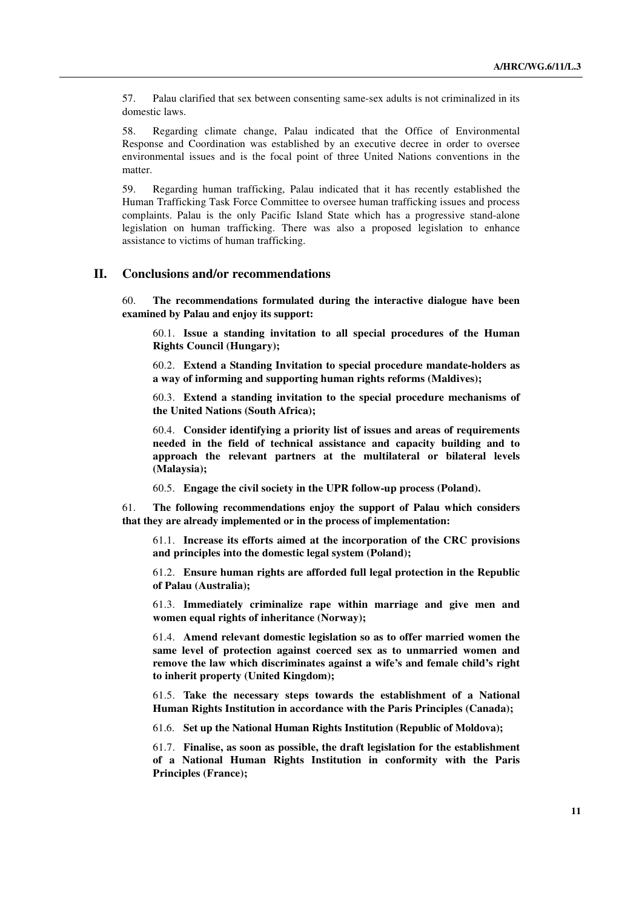57. Palau clarified that sex between consenting same-sex adults is not criminalized in its domestic laws.

58. Regarding climate change, Palau indicated that the Office of Environmental Response and Coordination was established by an executive decree in order to oversee environmental issues and is the focal point of three United Nations conventions in the matter.

59. Regarding human trafficking, Palau indicated that it has recently established the Human Trafficking Task Force Committee to oversee human trafficking issues and process complaints. Palau is the only Pacific Island State which has a progressive stand-alone legislation on human trafficking. There was also a proposed legislation to enhance assistance to victims of human trafficking.

## II. Conclusions and/or recommendations

60. **The recommendations formulated during the interactive dialogue have been examined by Palau and enjoy its support:**

60.1. **Issue a standing invitation to all special procedures of the Human Rights Council (Hungary);**

60.2. **Extend a Standing Invitation to special procedure mandate-holders as a way of informing and supporting human rights reforms (Maldives);**

60.3. **Extend a standing invitation to the special procedure mechanisms of the United Nations (South Africa);**

60.4. **Consider identifying a priority list of issues and areas of requirements needed in the field of technical assistance and capacity building and to approach the relevant partners at the multilateral or bilateral levels (Malaysia);**

60.5. **Engage the civil society in the UPR follow-up process (Poland).**

61. **The following recommendations enjoy the support of Palau which considers that they are already implemented or in the process of implementation:**

61.1. **Increase its efforts aimed at the incorporation of the CRC provisions and principles into the domestic legal system (Poland);**

61.2. **Ensure human rights are afforded full legal protection in the Republic of Palau (Australia);**

61.3. **Immediately criminalize rape within marriage and give men and women equal rights of inheritance (Norway);**

61.4. **Amend relevant domestic legislation so as to offer married women the same level of protection against coerced sex as to unmarried women and remove the law which discriminates against a wife's and female child's right to inherit property (United Kingdom);**

61.5. **Take the necessary steps towards the establishment of a National Human Rights Institution in accordance with the Paris Principles (Canada);**

61.6. **Set up the National Human Rights Institution (Republic of Moldova);**

61.7. **Finalise, as soon as possible, the draft legislation for the establishment of a National Human Rights Institution in conformity with the Paris Principles (France);**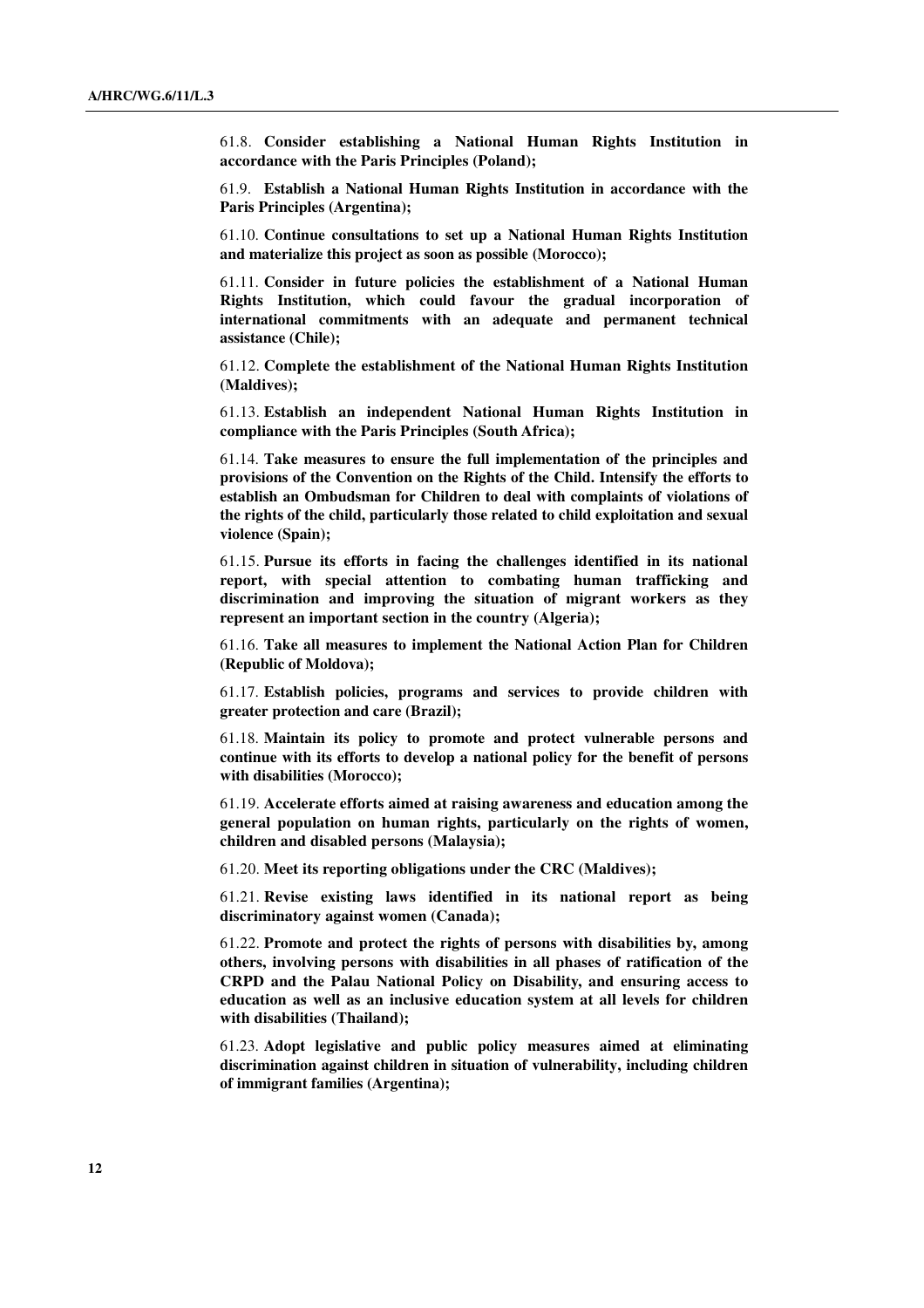61.8. **Consider establishing a National Human Rights Institution in accordance with the Paris Principles (Poland);**

61.9. **Establish a National Human Rights Institution in accordance with the Paris Principles (Argentina);**

61.10. **Continue consultations to set up a National Human Rights Institution and materialize this project as soon as possible (Morocco);**

61.11. **Consider in future policies the establishment of a National Human Rights Institution, which could favour the gradual incorporation of international commitments with an adequate and permanent technical assistance (Chile);**

61.12. **Complete the establishment of the National Human Rights Institution (Maldives);**

61.13. **Establish an independent National Human Rights Institution in compliance with the Paris Principles (South Africa);**

61.14. **Take measures to ensure the full implementation of the principles and provisions of the Convention on the Rights of the Child. Intensify the efforts to establish an Ombudsman for Children to deal with complaints of violations of the rights of the child, particularly those related to child exploitation and sexual violence (Spain);**

61.15. **Pursue its efforts in facing the challenges identified in its national report, with special attention to combating human trafficking and discrimination and improving the situation of migrant workers as they represent an important section in the country (Algeria);**

61.16. **Take all measures to implement the National Action Plan for Children (Republic of Moldova);**

61.17. **Establish policies, programs and services to provide children with greater protection and care (Brazil);**

61.18. **Maintain its policy to promote and protect vulnerable persons and continue with its efforts to develop a national policy for the benefit of persons with disabilities (Morocco);**

61.19. **Accelerate efforts aimed at raising awareness and education among the general population on human rights, particularly on the rights of women, children and disabled persons (Malaysia);**

61.20. **Meet its reporting obligations under the CRC (Maldives);**

61.21. **Revise existing laws identified in its national report as being discriminatory against women (Canada);**

61.22. **Promote and protect the rights of persons with disabilities by, among others, involving persons with disabilities in all phases of ratification of the CRPD and the Palau National Policy on Disability, and ensuring access to education as well as an inclusive education system at all levels for children with disabilities (Thailand);**

61.23. **Adopt legislative and public policy measures aimed at eliminating discrimination against children in situation of vulnerability, including children of immigrant families (Argentina);**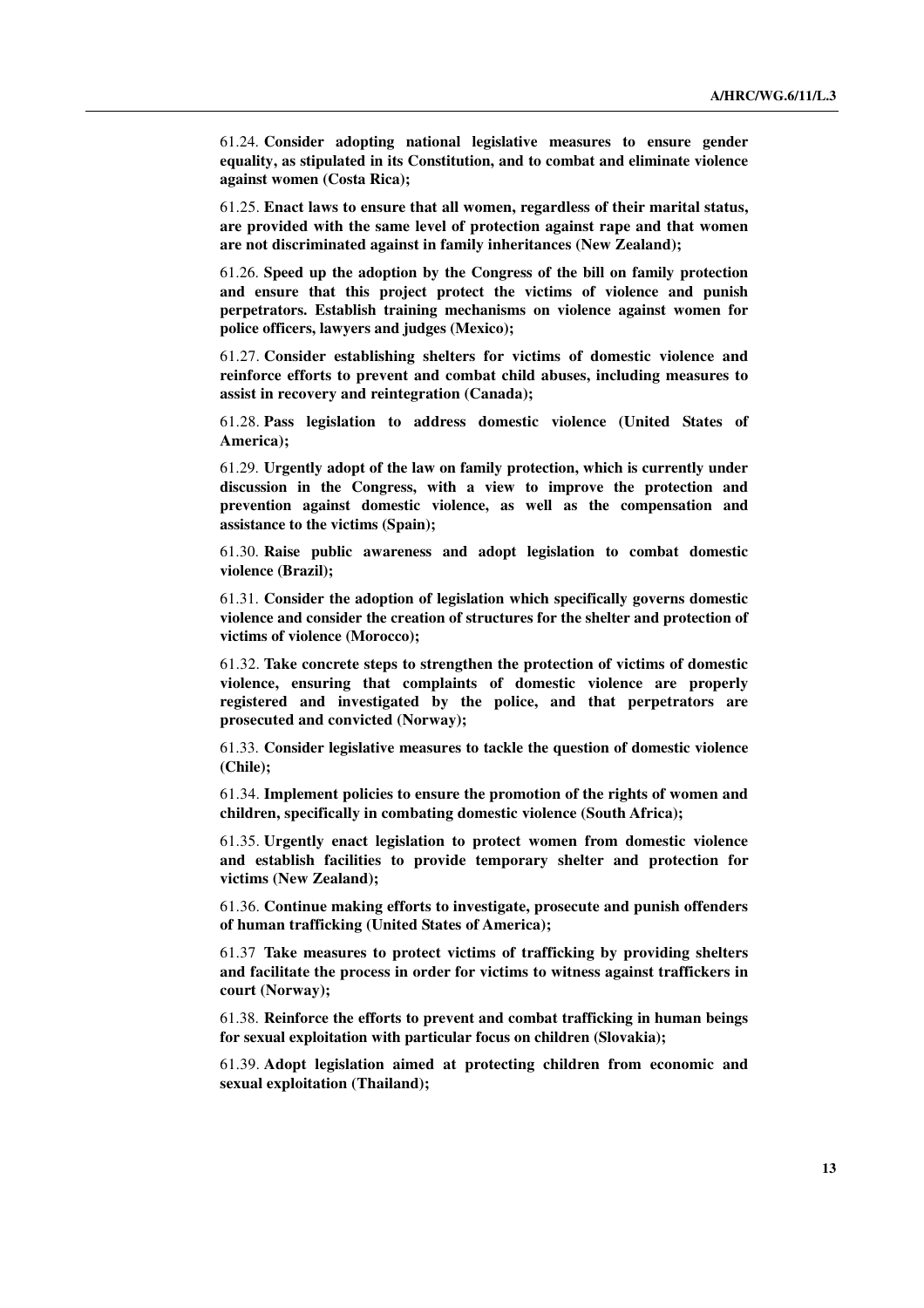61.24. **Consider adopting national legislative measures to ensure gender equality, as stipulated in its Constitution, and to combat and eliminate violence against women (Costa Rica);**

61.25. **Enact laws to ensure that all women, regardless of their marital status, are provided with the same level of protection against rape and that women are not discriminated against in family inheritances (New Zealand);**

61.26. **Speed up the adoption by the Congress of the bill on family protection and ensure that this project protect the victims of violence and punish perpetrators. Establish training mechanisms on violence against women for police officers, lawyers and judges (Mexico);**

61.27. **Consider establishing shelters for victims of domestic violence and reinforce efforts to prevent and combat child abuses, including measures to assist in recovery and reintegration (Canada);**

61.28. **Pass legislation to address domestic violence (United States of America);**

61.29. **Urgently adopt of the law on family protection, which is currently under discussion in the Congress, with a view to improve the protection and prevention against domestic violence, as well as the compensation and assistance to the victims (Spain);**

61.30. **Raise public awareness and adopt legislation to combat domestic violence (Brazil);**

61.31. **Consider the adoption of legislation which specifically governs domestic violence and consider the creation of structures for the shelter and protection of victims of violence (Morocco);**

61.32. **Take concrete steps to strengthen the protection of victims of domestic violence, ensuring that complaints of domestic violence are properly registered and investigated by the police, and that perpetrators are prosecuted and convicted (Norway);**

61.33. **Consider legislative measures to tackle the question of domestic violence (Chile);**

61.34. **Implement policies to ensure the promotion of the rights of women and children, specifically in combating domestic violence (South Africa);**

61.35. **Urgently enact legislation to protect women from domestic violence and establish facilities to provide temporary shelter and protection for victims (New Zealand);**

61.36. **Continue making efforts to investigate, prosecute and punish offenders of human trafficking (United States of America);**

61.37 **Take measures to protect victims of trafficking by providing shelters and facilitate the process in order for victims to witness against traffickers in court (Norway);**

61.38. **Reinforce the efforts to prevent and combat trafficking in human beings for sexual exploitation with particular focus on children (Slovakia);**

61.39. **Adopt legislation aimed at protecting children from economic and sexual exploitation (Thailand);**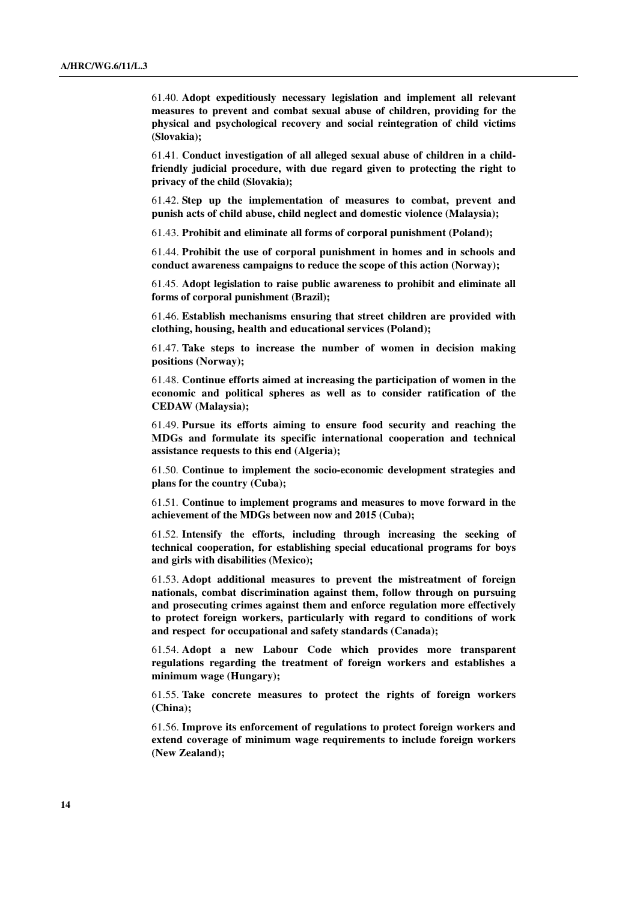61.40. **Adopt expeditiously necessary legislation and implement all relevant measures to prevent and combat sexual abuse of children, providing for the physical and psychological recovery and social reintegration of child victims (Slovakia);**

61.41. **Conduct investigation of all alleged sexual abuse of children in a child-friendly judicial procedure, with due regard given to protecting the right to privacy of the child (Slovakia);**

61.42. **Step up the implementation of measures to combat, prevent and punish acts of child abuse, child neglect and domestic violence (Malaysia);**

61.43. **Prohibit and eliminate all forms of corporal punishment (Poland);**

61.44. **Prohibit the use of corporal punishment in homes and in schools and conduct awareness campaigns to reduce the scope of this action (Norway);**

61.45. **Adopt legislation to raise public awareness to prohibit and eliminate all forms of corporal punishment (Brazil);**

61.46. **Establish mechanisms ensuring that street children are provided with clothing, housing, health and educational services (Poland);**

61.47. **Take steps to increase the number of women in decision making positions (Norway);**

61.48. **Continue efforts aimed at increasing the participation of women in the economic and political spheres as well as to consider ratification of the CEDAW (Malaysia);**

61.49. **Pursue its efforts aiming to ensure food security and reaching the MDGs and formulate its specific international cooperation and technical assistance requests to this end (Algeria);**

61.50. **Continue to implement the socio-economic development strategies and plans for the country (Cuba);**

61.51. **Continue to implement programs and measures to move forward in the achievement of the MDGs between now and 2015 (Cuba);**

61.52. **Intensify the efforts, including through increasing the seeking of technical cooperation, for establishing special educational programs for boys and girls with disabilities (Mexico);**

61.53. **Adopt additional measures to prevent the mistreatment of foreign nationals, combat discrimination against them, follow through on pursuing and prosecuting crimes against them and enforce regulation more effectively to protect foreign workers, particularly with regard to conditions of work and respect for occupational and safety standards (Canada);**

61.54. **Adopt a new Labour Code which provides more transparent regulations regarding the treatment of foreign workers and establishes a minimum wage (Hungary);**

61.55. **Take concrete measures to protect the rights of foreign workers (China);**

61.56. **Improve its enforcement of regulations to protect foreign workers and extend coverage of minimum wage requirements to include foreign workers (New Zealand);**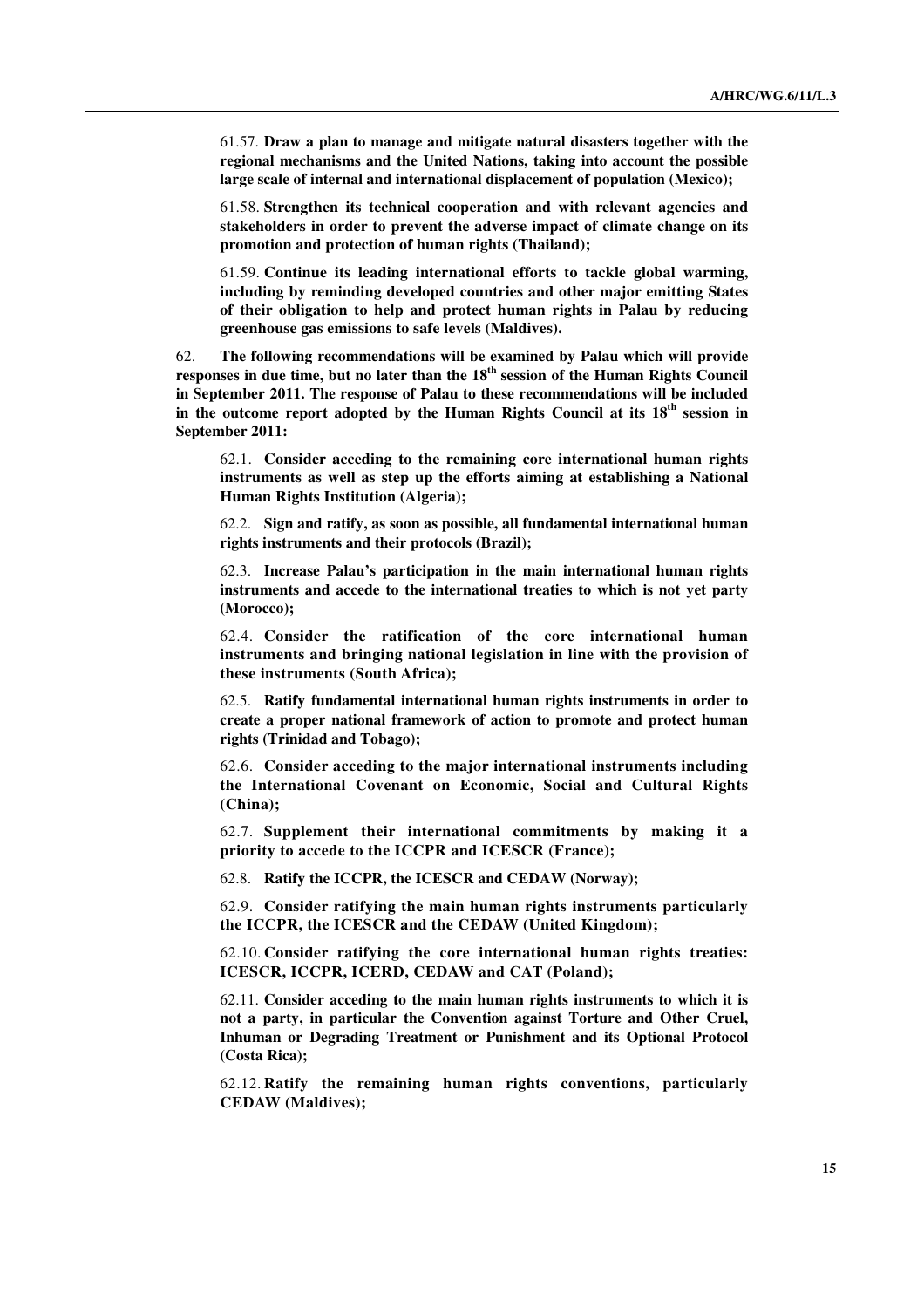61.57. **Draw a plan to manage and mitigate natural disasters together with the regional mechanisms and the United Nations, taking into account the possible large scale of internal and international displacement of population (Mexico);**

61.58. **Strengthen its technical cooperation and with relevant agencies and stakeholders in order to prevent the adverse impact of climate change on its promotion and protection of human rights (Thailand);**

61.59. **Continue its leading international efforts to tackle global warming, including by reminding developed countries and other major emitting States of their obligation to help and protect human rights in Palau by reducing greenhouse gas emissions to safe levels (Maldives).**

62. **The following recommendations will be examined by Palau which will provide responses in due time, but no later than the 18th session of the Human Rights Council in September 2011. The response of Palau to these recommendations will be included in the outcome report adopted by the Human Rights Council at its 18th session in September 2011:**

62.1. **Consider acceding to the remaining core international human rights instruments as well as step up the efforts aiming at establishing a National Human Rights Institution (Algeria);**

62.2. **Sign and ratify, as soon as possible, all fundamental international human rights instruments and their protocols (Brazil);**

62.3. **Increase Palau's participation in the main international human rights instruments and accede to the international treaties to which is not yet party (Morocco);**

62.4. **Consider the ratification of the core international human instruments and bringing national legislation in line with the provision of these instruments (South Africa);**

62.5. **Ratify fundamental international human rights instruments in order to create a proper national framework of action to promote and protect human rights (Trinidad and Tobago);**

62.6. **Consider acceding to the major international instruments including the International Covenant on Economic, Social and Cultural Rights (China);**

62.7. **Supplement their international commitments by making it a priority to accede to the ICCPR and ICESCR (France);**

62.8. **Ratify the ICCPR, the ICESCR and CEDAW (Norway);**

62.9. **Consider ratifying the main human rights instruments particularly the ICCPR, the ICESCR and the CEDAW (United Kingdom);**

62.10. **Consider ratifying the core international human rights treaties: ICESCR, ICCPR, ICERD, CEDAW and CAT (Poland);**

62.11. **Consider acceding to the main human rights instruments to which it is not a party, in particular the Convention against Torture and Other Cruel, Inhuman or Degrading Treatment or Punishment and its Optional Protocol (Costa Rica);**

62.12. **Ratify the remaining human rights conventions, particularly CEDAW (Maldives);**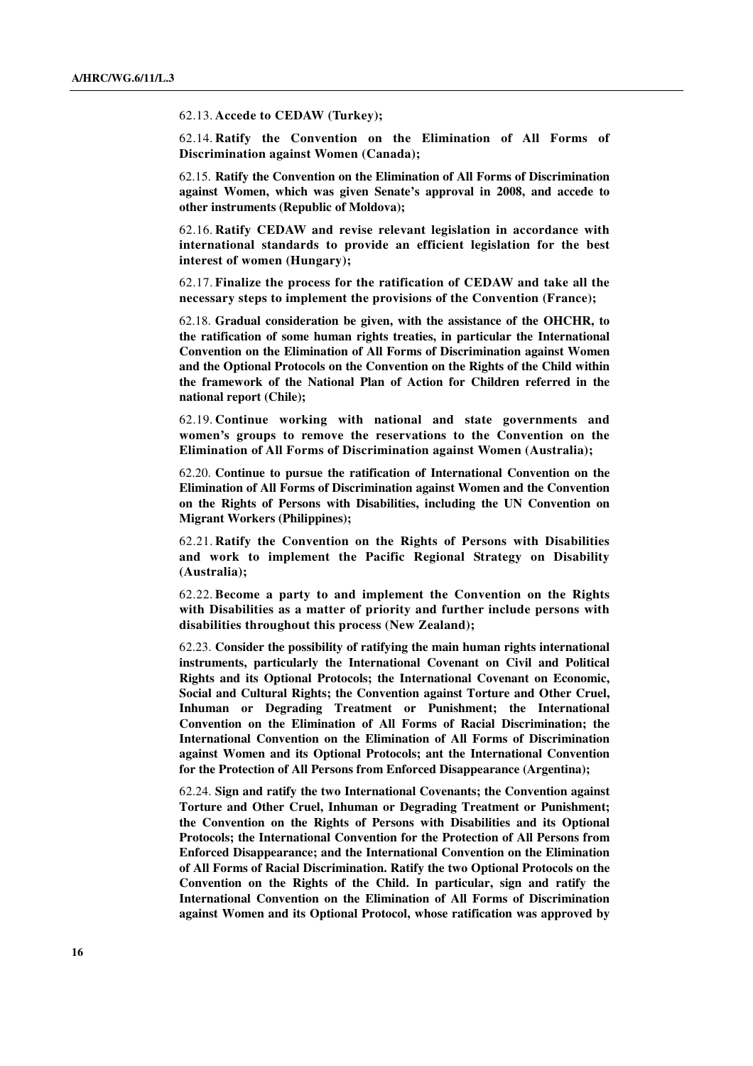62.13. **Accede to CEDAW (Turkey);**

62.14. **Ratify the Convention on the Elimination of All Forms of Discrimination against Women (Canada);**

62.15. **Ratify the Convention on the Elimination of All Forms of Discrimination against Women, which was given Senate's approval in 2008, and accede to other instruments (Republic of Moldova);**

62.16. **Ratify CEDAW and revise relevant legislation in accordance with international standards to provide an efficient legislation for the best interest of women (Hungary);**

62.17. **Finalize the process for the ratification of CEDAW and take all the necessary steps to implement the provisions of the Convention (France);**

62.18. **Gradual consideration be given, with the assistance of the OHCHR, to the ratification of some human rights treaties, in particular the International Convention on the Elimination of All Forms of Discrimination against Women and the Optional Protocols on the Convention on the Rights of the Child within the framework of the National Plan of Action for Children referred in the national report (Chile);**

62.19. **Continue working with national and state governments and women's groups to remove the reservations to the Convention on the Elimination of All Forms of Discrimination against Women (Australia);**

62.20. **Continue to pursue the ratification of International Convention on the Elimination of All Forms of Discrimination against Women and the Convention on the Rights of Persons with Disabilities, including the UN Convention on Migrant Workers (Philippines);**

62.21. **Ratify the Convention on the Rights of Persons with Disabilities and work to implement the Pacific Regional Strategy on Disability (Australia);**

62.22. **Become a party to and implement the Convention on the Rights with Disabilities as a matter of priority and further include persons with disabilities throughout this process (New Zealand);**

62.23. **Consider the possibility of ratifying the main human rights international instruments, particularly the International Covenant on Civil and Political Rights and its Optional Protocols; the International Covenant on Economic, Social and Cultural Rights; the Convention against Torture and Other Cruel, Inhuman or Degrading Treatment or Punishment; the International Convention on the Elimination of All Forms of Racial Discrimination; the International Convention on the Elimination of All Forms of Discrimination against Women and its Optional Protocols; ant the International Convention for the Protection of All Persons from Enforced Disappearance (Argentina);**

62.24. **Sign and ratify the two International Covenants; the Convention against Torture and Other Cruel, Inhuman or Degrading Treatment or Punishment; the Convention on the Rights of Persons with Disabilities and its Optional Protocols; the International Convention for the Protection of All Persons from Enforced Disappearance; and the International Convention on the Elimination of All Forms of Racial Discrimination. Ratify the two Optional Protocols on the Convention on the Rights of the Child. In particular, sign and ratify the International Convention on the Elimination of All Forms of Discrimination against Women and its Optional Protocol, whose ratification was approved by**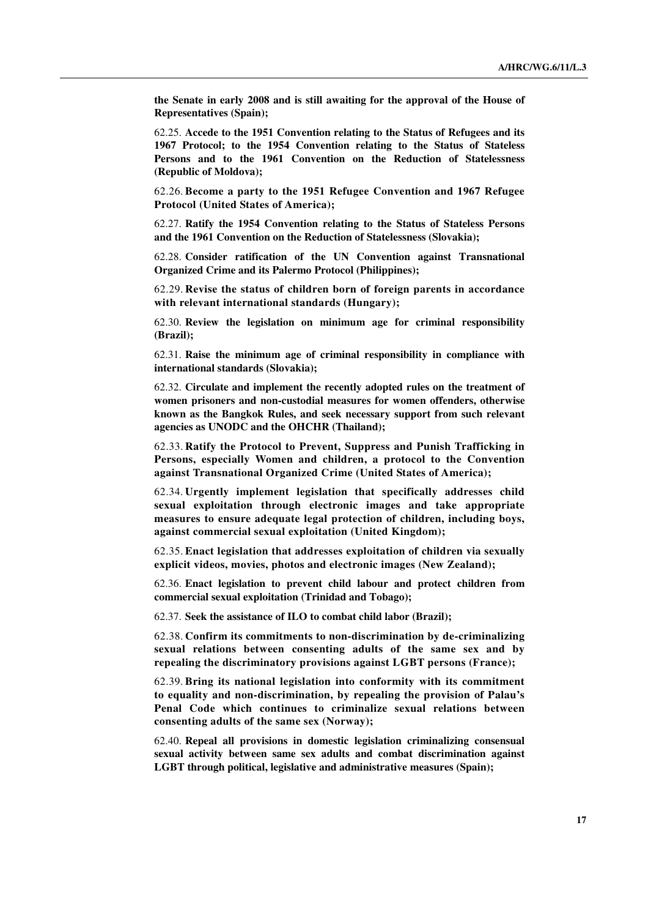**the Senate in early 2008 and is still awaiting for the approval of the House of Representatives (Spain);**

62.25. **Accede to the 1951 Convention relating to the Status of Refugees and its 1967 Protocol; to the 1954 Convention relating to the Status of Stateless Persons and to the 1961 Convention on the Reduction of Statelessness (Republic of Moldova);**

62.26. **Become a party to the 1951 Refugee Convention and 1967 Refugee Protocol (United States of America);**

62.27. **Ratify the 1954 Convention relating to the Status of Stateless Persons and the 1961 Convention on the Reduction of Statelessness (Slovakia);**

62.28. **Consider ratification of the UN Convention against Transnational Organized Crime and its Palermo Protocol (Philippines);**

62.29. **Revise the status of children born of foreign parents in accordance with relevant international standards (Hungary);**

62.30. **Review the legislation on minimum age for criminal responsibility (Brazil);**

62.31. **Raise the minimum age of criminal responsibility in compliance with international standards (Slovakia);**

62.32. **Circulate and implement the recently adopted rules on the treatment of women prisoners and non-custodial measures for women offenders, otherwise known as the Bangkok Rules, and seek necessary support from such relevant agencies as UNODC and the OHCHR (Thailand);**

62.33. **Ratify the Protocol to Prevent, Suppress and Punish Trafficking in Persons, especially Women and children, a protocol to the Convention against Transnational Organized Crime (United States of America);**

62.34. **Urgently implement legislation that specifically addresses child sexual exploitation through electronic images and take appropriate measures to ensure adequate legal protection of children, including boys, against commercial sexual exploitation (United Kingdom);**

62.35. **Enact legislation that addresses exploitation of children via sexually explicit videos, movies, photos and electronic images (New Zealand);**

62.36. **Enact legislation to prevent child labour and protect children from commercial sexual exploitation (Trinidad and Tobago);**

62.37. **Seek the assistance of ILO to combat child labor (Brazil);**

62.38. **Confirm its commitments to non-discrimination by de-criminalizing sexual relations between consenting adults of the same sex and by repealing the discriminatory provisions against LGBT persons (France);**

62.39. **Bring its national legislation into conformity with its commitment to equality and non-discrimination, by repealing the provision of Palau's Penal Code which continues to criminalize sexual relations between consenting adults of the same sex (Norway);**

62.40. **Repeal all provisions in domestic legislation criminalizing consensual sexual activity between same sex adults and combat discrimination against LGBT through political, legislative and administrative measures (Spain);**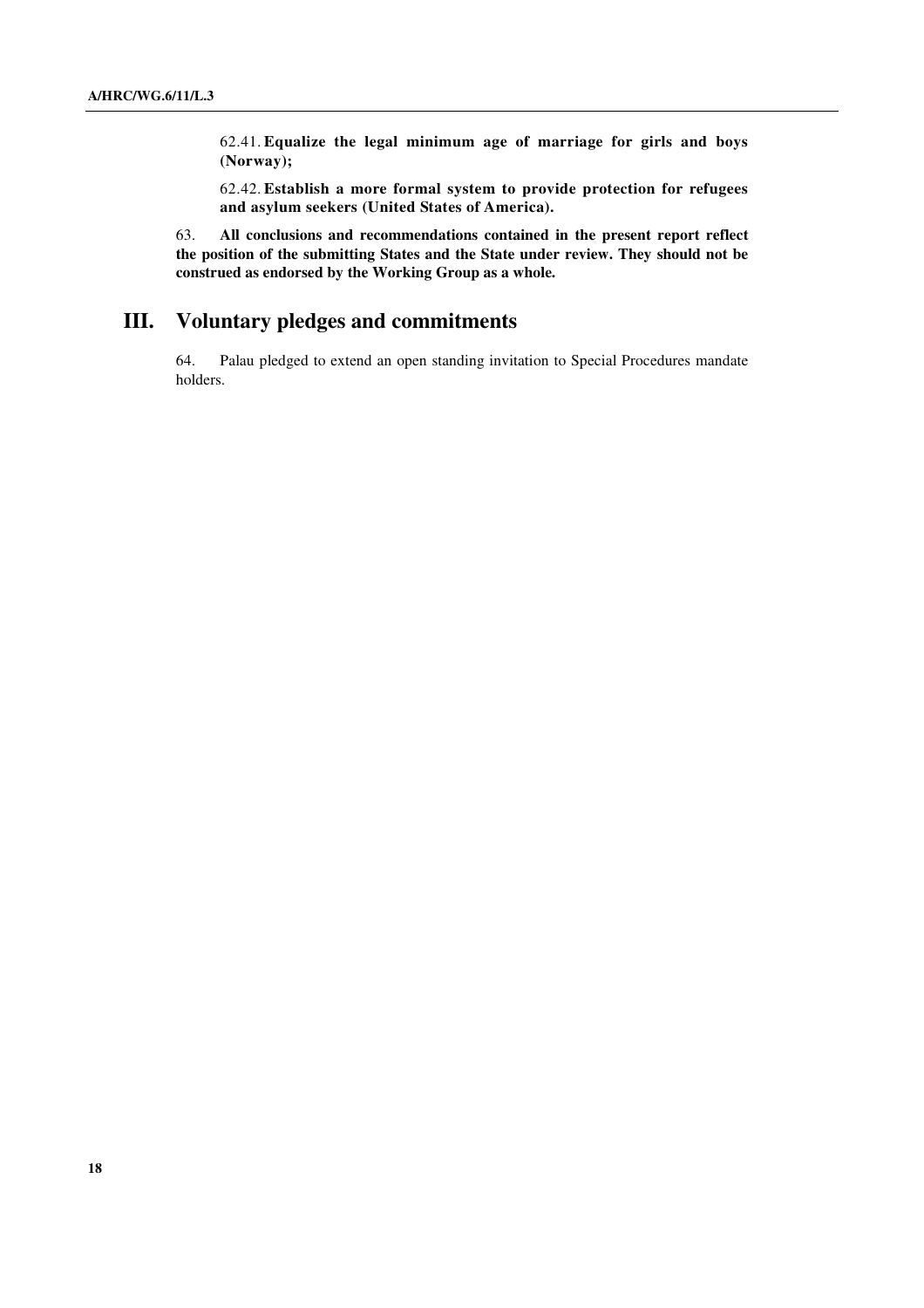62.41. **Equalize the legal minimum age of marriage for girls and boys (Norway);**

62.42. **Establish a more formal system to provide protection for refugees and asylum seekers (United States of America).**

63. **All conclusions and recommendations contained in the present report reflect the position of the submitting States and the State under review. They should not be construed as endorsed by the Working Group as a whole.**

## III. Voluntary pledges and commitments

64. Palau pledged to extend an open standing invitation to Special Procedures mandate holders.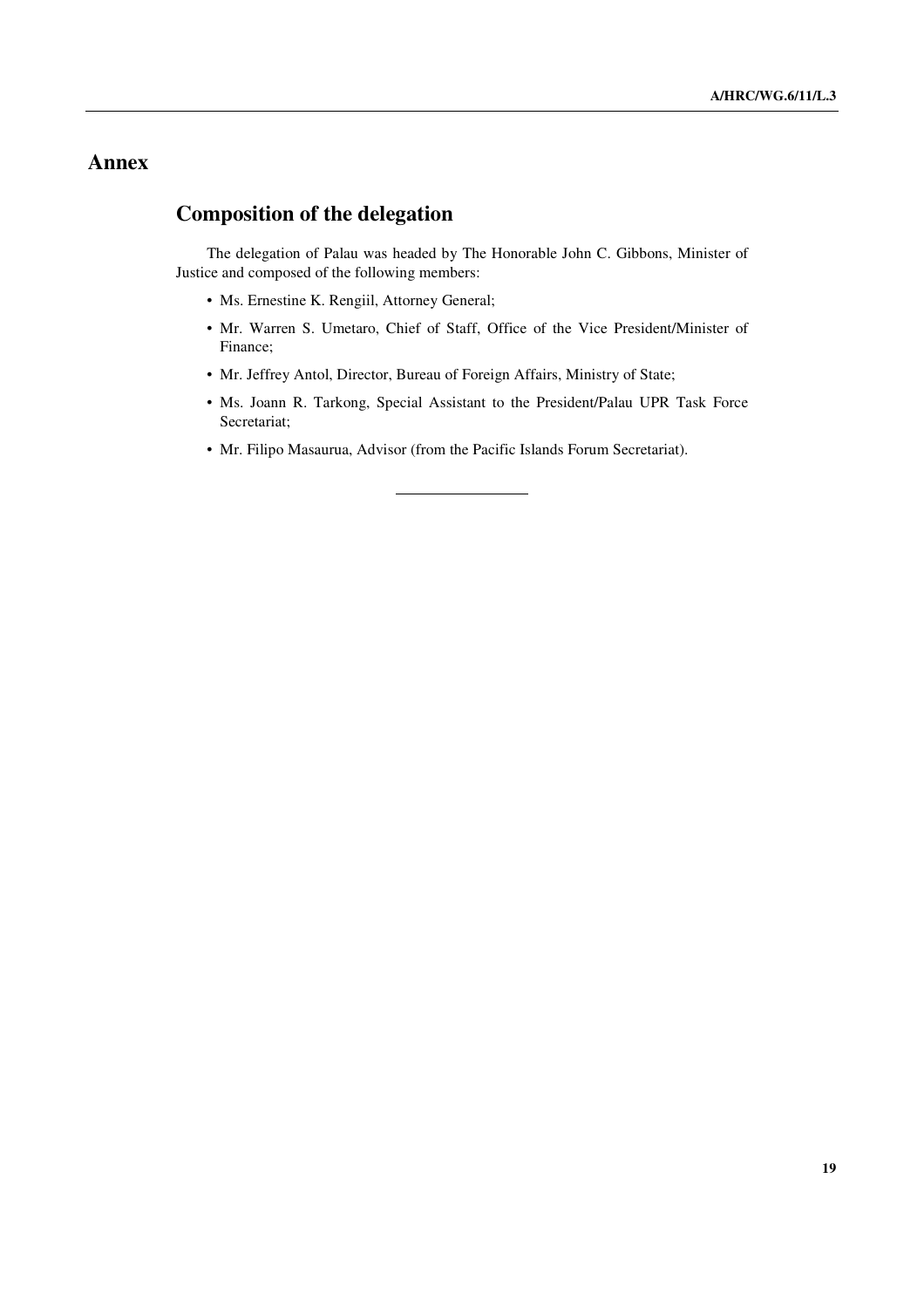# Annex

## Composition of the delegation

The delegation of Palau was headed by The Honorable John C. Gibbons, Minister of Justice and composed of the following members:

- Ms. Ernestine K. Rengiil, Attorney General;
- Mr. Warren S. Umetaro, Chief of Staff, Office of the Vice President/Minister of Finance;
- Mr. Jeffrey Antol, Director, Bureau of Foreign Affairs, Ministry of State;
- Ms. Joann R. Tarkong, Special Assistant to the President/Palau UPR Task Force Secretariat;
- Mr. Filipo Masaurua, Advisor (from the Pacific Islands Forum Secretariat).